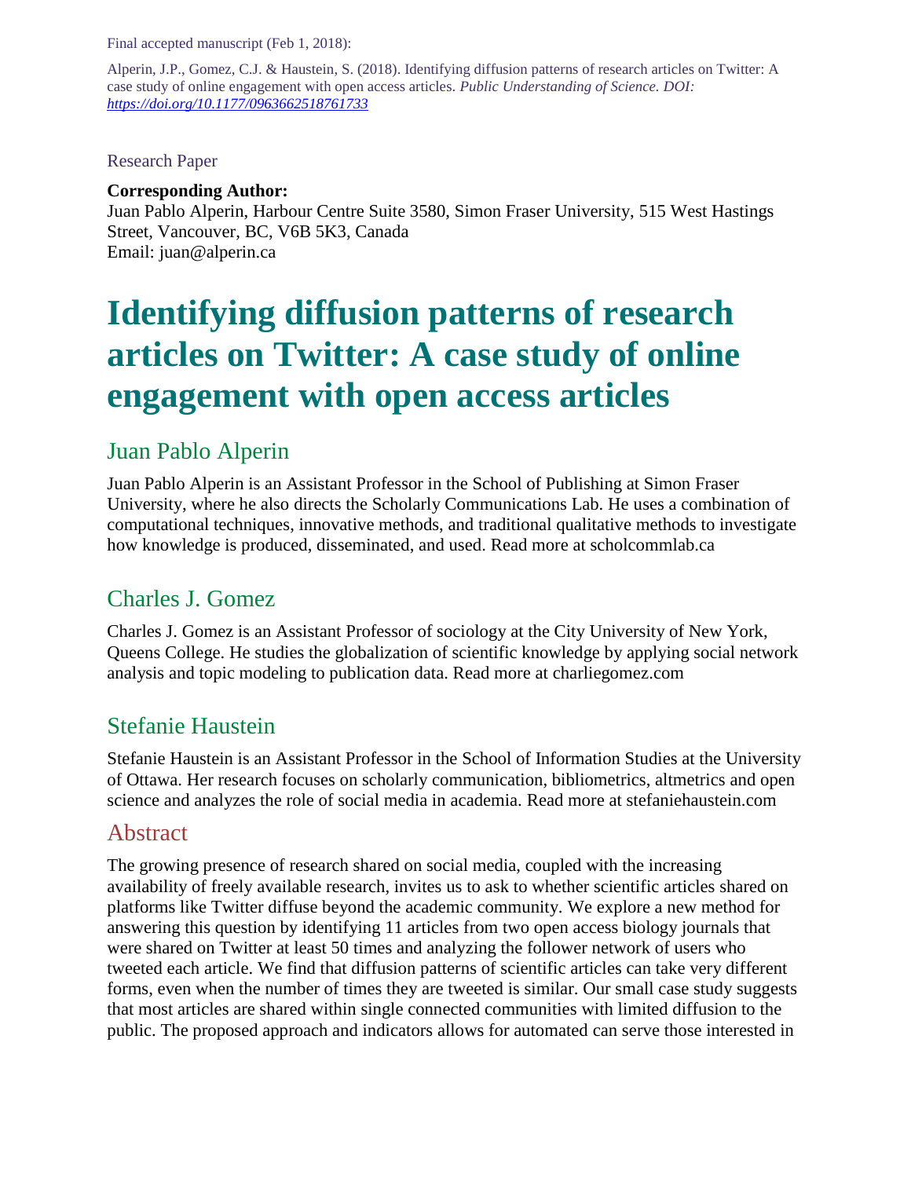Final accepted manuscript (Feb 1, 2018):

Alperin, J.P., Gomez, C.J. & Haustein, S. (2018). Identifying diffusion patterns of research articles on Twitter: A case study of online engagement with open access articles. *Public Understanding of Science. DOI: https://doi.org/10.1177/0963662518761733*

Research Paper

**Corresponding Author:**
Juan Pablo Alperin, Harbour Centre Suite 3580, Simon Fraser University, 515 West Hastings Street, Vancouver, BC, V6B 5K3, Canada
Email: juan@alperin.ca

# Identifying diffusion patterns of research articles on Twitter: A case study of online engagement with open access articles

## Juan Pablo Alperin

Juan Pablo Alperin is an Assistant Professor in the School of Publishing at Simon Fraser University, where he also directs the Scholarly Communications Lab. He uses a combination of computational techniques, innovative methods, and traditional qualitative methods to investigate how knowledge is produced, disseminated, and used. Read more at scholcommlab.ca

## Charles J. Gomez

Charles J. Gomez is an Assistant Professor of sociology at the City University of New York, Queens College. He studies the globalization of scientific knowledge by applying social network analysis and topic modeling to publication data. Read more at charliegomez.com

## Stefanie Haustein

Stefanie Haustein is an Assistant Professor in the School of Information Studies at the University of Ottawa. Her research focuses on scholarly communication, bibliometrics, altmetrics and open science and analyzes the role of social media in academia. Read more at stefaniehaustein.com

## Abstract

The growing presence of research shared on social media, coupled with the increasing availability of freely available research, invites us to ask to whether scientific articles shared on platforms like Twitter diffuse beyond the academic community. We explore a new method for answering this question by identifying 11 articles from two open access biology journals that were shared on Twitter at least 50 times and analyzing the follower network of users who tweeted each article. We find that diffusion patterns of scientific articles can take very different forms, even when the number of times they are tweeted is similar. Our small case study suggests that most articles are shared within single connected communities with limited diffusion to the public. The proposed approach and indicators allows for automated can serve those interested in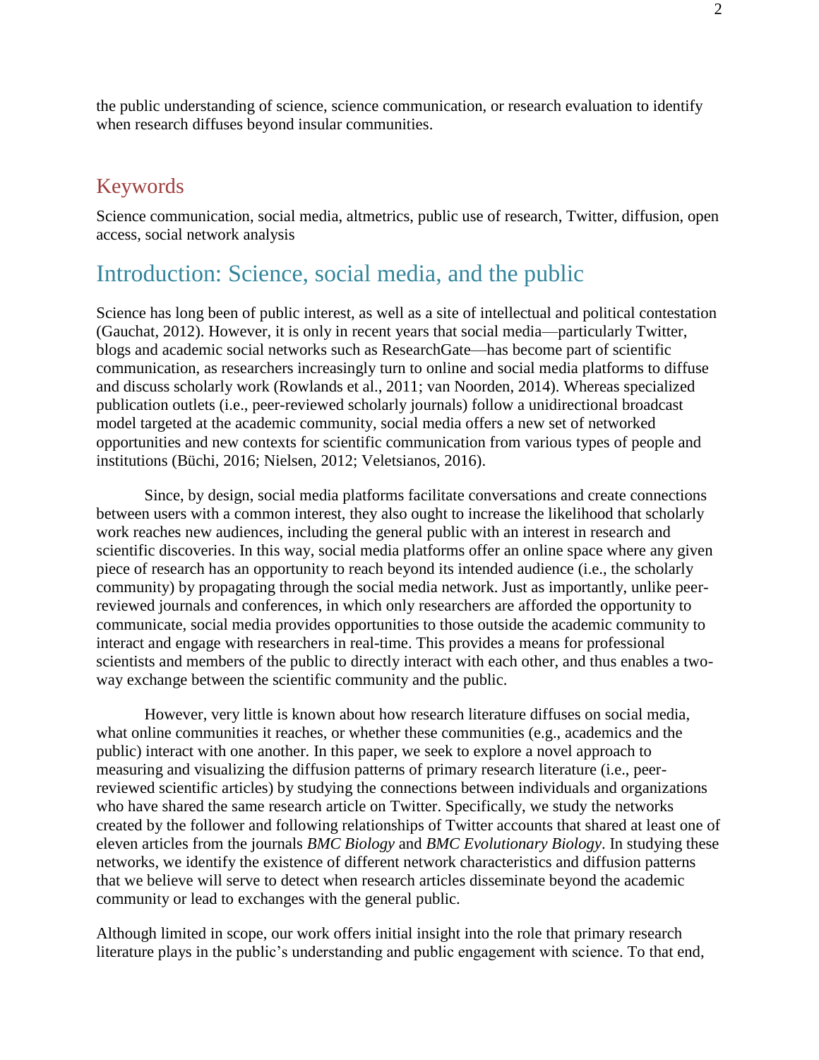the public understanding of science, science communication, or research evaluation to identify when research diffuses beyond insular communities.

## Keywords

Science communication, social media, altmetrics, public use of research, Twitter, diffusion, open access, social network analysis

# Introduction: Science, social media, and the public

Science has long been of public interest, as well as a site of intellectual and political contestation (Gauchat, 2012). However, it is only in recent years that social media—particularly Twitter, blogs and academic social networks such as ResearchGate—has become part of scientific communication, as researchers increasingly turn to online and social media platforms to diffuse and discuss scholarly work (Rowlands et al., 2011; van Noorden, 2014). Whereas specialized publication outlets (i.e., peer-reviewed scholarly journals) follow a unidirectional broadcast model targeted at the academic community, social media offers a new set of networked opportunities and new contexts for scientific communication from various types of people and institutions (Büchi, 2016; Nielsen, 2012; Veletsianos, 2016).

Since, by design, social media platforms facilitate conversations and create connections between users with a common interest, they also ought to increase the likelihood that scholarly work reaches new audiences, including the general public with an interest in research and scientific discoveries. In this way, social media platforms offer an online space where any given piece of research has an opportunity to reach beyond its intended audience (i.e., the scholarly community) by propagating through the social media network. Just as importantly, unlike peer-reviewed journals and conferences, in which only researchers are afforded the opportunity to communicate, social media provides opportunities to those outside the academic community to interact and engage with researchers in real-time. This provides a means for professional scientists and members of the public to directly interact with each other, and thus enables a two-way exchange between the scientific community and the public.

However, very little is known about how research literature diffuses on social media, what online communities it reaches, or whether these communities (e.g., academics and the public) interact with one another. In this paper, we seek to explore a novel approach to measuring and visualizing the diffusion patterns of primary research literature (i.e., peer-reviewed scientific articles) by studying the connections between individuals and organizations who have shared the same research article on Twitter. Specifically, we study the networks created by the follower and following relationships of Twitter accounts that shared at least one of eleven articles from the journals *BMC Biology* and *BMC Evolutionary Biology*. In studying these networks, we identify the existence of different network characteristics and diffusion patterns that we believe will serve to detect when research articles disseminate beyond the academic community or lead to exchanges with the general public.

Although limited in scope, our work offers initial insight into the role that primary research literature plays in the public's understanding and public engagement with science. To that end,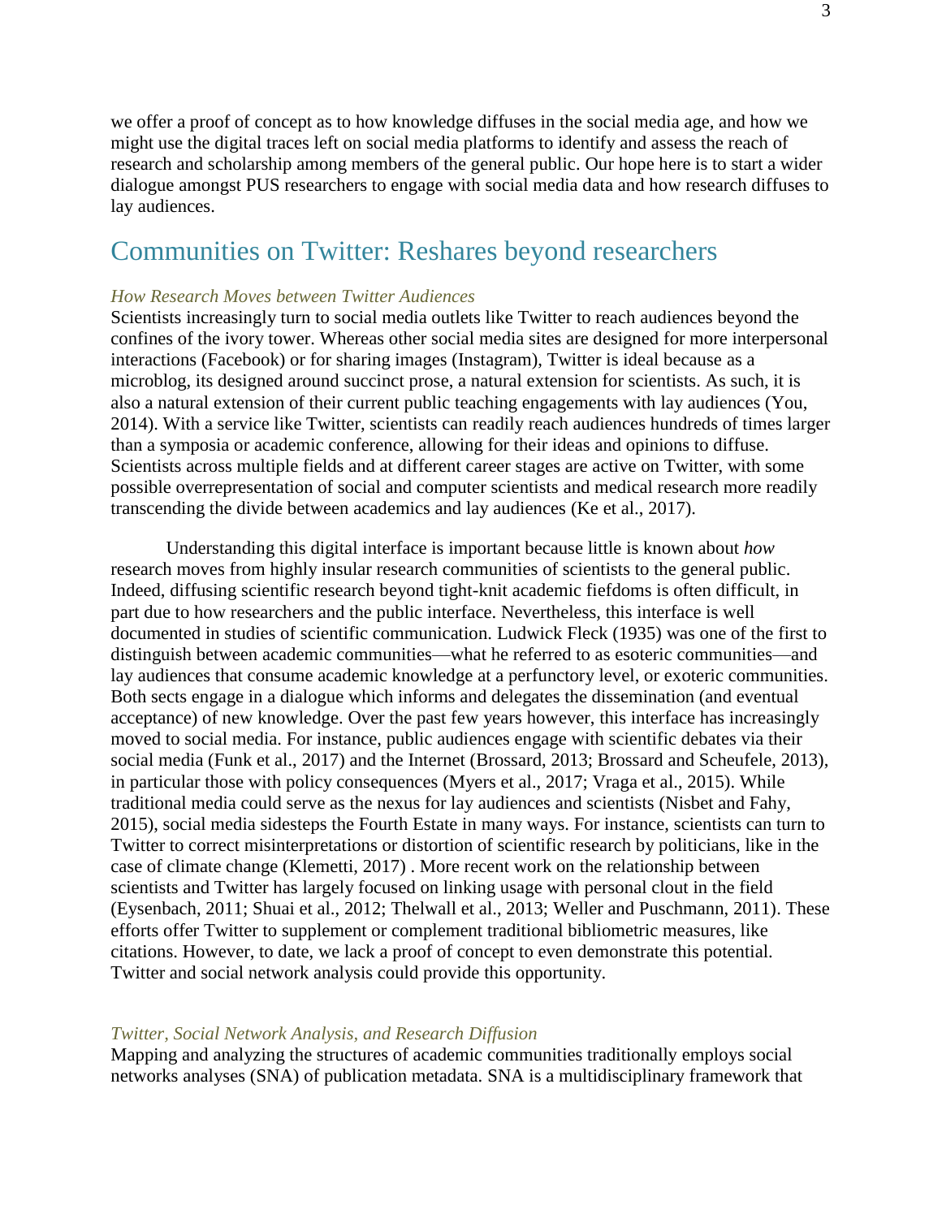we offer a proof of concept as to how knowledge diffuses in the social media age, and how we might use the digital traces left on social media platforms to identify and assess the reach of research and scholarship among members of the general public. Our hope here is to start a wider dialogue amongst PUS researchers to engage with social media data and how research diffuses to lay audiences.

## Communities on Twitter: Reshares beyond researchers

### *How Research Moves between Twitter Audiences*

Scientists increasingly turn to social media outlets like Twitter to reach audiences beyond the confines of the ivory tower. Whereas other social media sites are designed for more interpersonal interactions (Facebook) or for sharing images (Instagram), Twitter is ideal because as a microblog, its designed around succinct prose, a natural extension for scientists. As such, it is also a natural extension of their current public teaching engagements with lay audiences (You, 2014). With a service like Twitter, scientists can readily reach audiences hundreds of times larger than a symposia or academic conference, allowing for their ideas and opinions to diffuse. Scientists across multiple fields and at different career stages are active on Twitter, with some possible overrepresentation of social and computer scientists and medical research more readily transcending the divide between academics and lay audiences (Ke et al., 2017).

Understanding this digital interface is important because little is known about *how* research moves from highly insular research communities of scientists to the general public. Indeed, diffusing scientific research beyond tight-knit academic fiefdoms is often difficult, in part due to how researchers and the public interface. Nevertheless, this interface is well documented in studies of scientific communication. Ludwick Fleck (1935) was one of the first to distinguish between academic communities—what he referred to as esoteric communities—and lay audiences that consume academic knowledge at a perfunctory level, or exoteric communities. Both sects engage in a dialogue which informs and delegates the dissemination (and eventual acceptance) of new knowledge. Over the past few years however, this interface has increasingly moved to social media. For instance, public audiences engage with scientific debates via their social media (Funk et al., 2017) and the Internet (Brossard, 2013; Brossard and Scheufele, 2013), in particular those with policy consequences (Myers et al., 2017; Vraga et al., 2015). While traditional media could serve as the nexus for lay audiences and scientists (Nisbet and Fahy, 2015), social media sidesteps the Fourth Estate in many ways. For instance, scientists can turn to Twitter to correct misinterpretations or distortion of scientific research by politicians, like in the case of climate change (Klemetti, 2017) . More recent work on the relationship between scientists and Twitter has largely focused on linking usage with personal clout in the field (Eysenbach, 2011; Shuai et al., 2012; Thelwall et al., 2013; Weller and Puschmann, 2011). These efforts offer Twitter to supplement or complement traditional bibliometric measures, like citations. However, to date, we lack a proof of concept to even demonstrate this potential. Twitter and social network analysis could provide this opportunity.

### *Twitter, Social Network Analysis, and Research Diffusion*

Mapping and analyzing the structures of academic communities traditionally employs social networks analyses (SNA) of publication metadata. SNA is a multidisciplinary framework that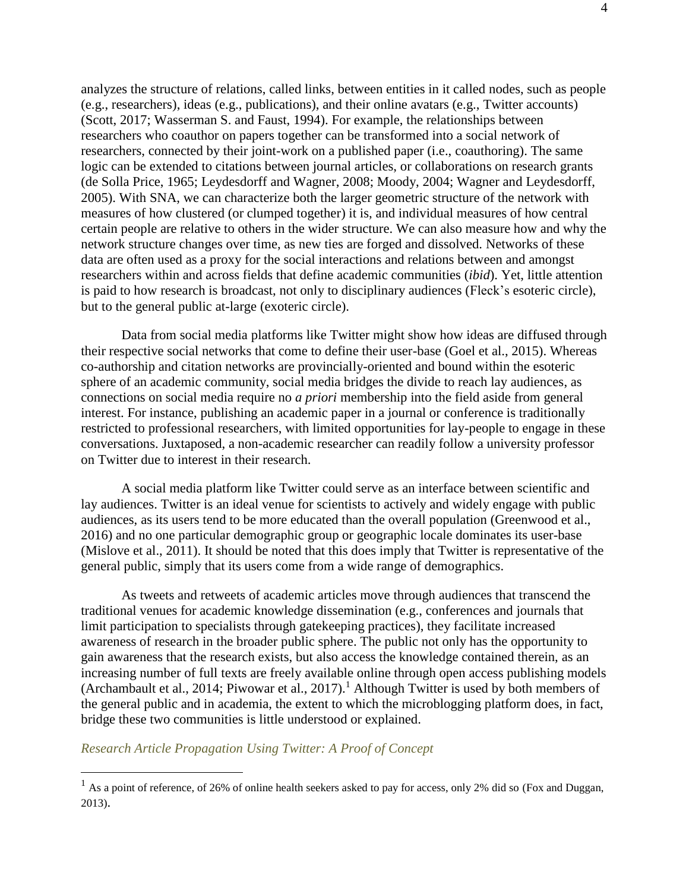analyzes the structure of relations, called links, between entities in it called nodes, such as people (e.g., researchers), ideas (e.g., publications), and their online avatars (e.g., Twitter accounts) (Scott, 2017; Wasserman S. and Faust, 1994). For example, the relationships between researchers who coauthor on papers together can be transformed into a social network of researchers, connected by their joint-work on a published paper (i.e., coauthoring). The same logic can be extended to citations between journal articles, or collaborations on research grants (de Solla Price, 1965; Leydesdorff and Wagner, 2008; Moody, 2004; Wagner and Leydesdorff, 2005). With SNA, we can characterize both the larger geometric structure of the network with measures of how clustered (or clumped together) it is, and individual measures of how central certain people are relative to others in the wider structure. We can also measure how and why the network structure changes over time, as new ties are forged and dissolved. Networks of these data are often used as a proxy for the social interactions and relations between and amongst researchers within and across fields that define academic communities (*ibid*). Yet, little attention is paid to how research is broadcast, not only to disciplinary audiences (Fleck's esoteric circle), but to the general public at-large (exoteric circle).

Data from social media platforms like Twitter might show how ideas are diffused through their respective social networks that come to define their user-base (Goel et al., 2015). Whereas co-authorship and citation networks are provincially-oriented and bound within the esoteric sphere of an academic community, social media bridges the divide to reach lay audiences, as connections on social media require no *a priori* membership into the field aside from general interest. For instance, publishing an academic paper in a journal or conference is traditionally restricted to professional researchers, with limited opportunities for lay-people to engage in these conversations. Juxtaposed, a non-academic researcher can readily follow a university professor on Twitter due to interest in their research.

A social media platform like Twitter could serve as an interface between scientific and lay audiences. Twitter is an ideal venue for scientists to actively and widely engage with public audiences, as its users tend to be more educated than the overall population (Greenwood et al., 2016) and no one particular demographic group or geographic locale dominates its user-base (Mislove et al., 2011). It should be noted that this does imply that Twitter is representative of the general public, simply that its users come from a wide range of demographics.

As tweets and retweets of academic articles move through audiences that transcend the traditional venues for academic knowledge dissemination (e.g., conferences and journals that limit participation to specialists through gatekeeping practices), they facilitate increased awareness of research in the broader public sphere. The public not only has the opportunity to gain awareness that the research exists, but also access the knowledge contained therein, as an increasing number of full texts are freely available online through open access publishing models (Archambault et al., 2014; Piwowar et al., 2017).[1] Although Twitter is used by both members of the general public and in academia, the extent to which the microblogging platform does, in fact, bridge these two communities is little understood or explained.

### *Research Article Propagation Using Twitter: A Proof of Concept*

[1] As a point of reference, of 26% of online health seekers asked to pay for access, only 2% did so (Fox and Duggan, 2013).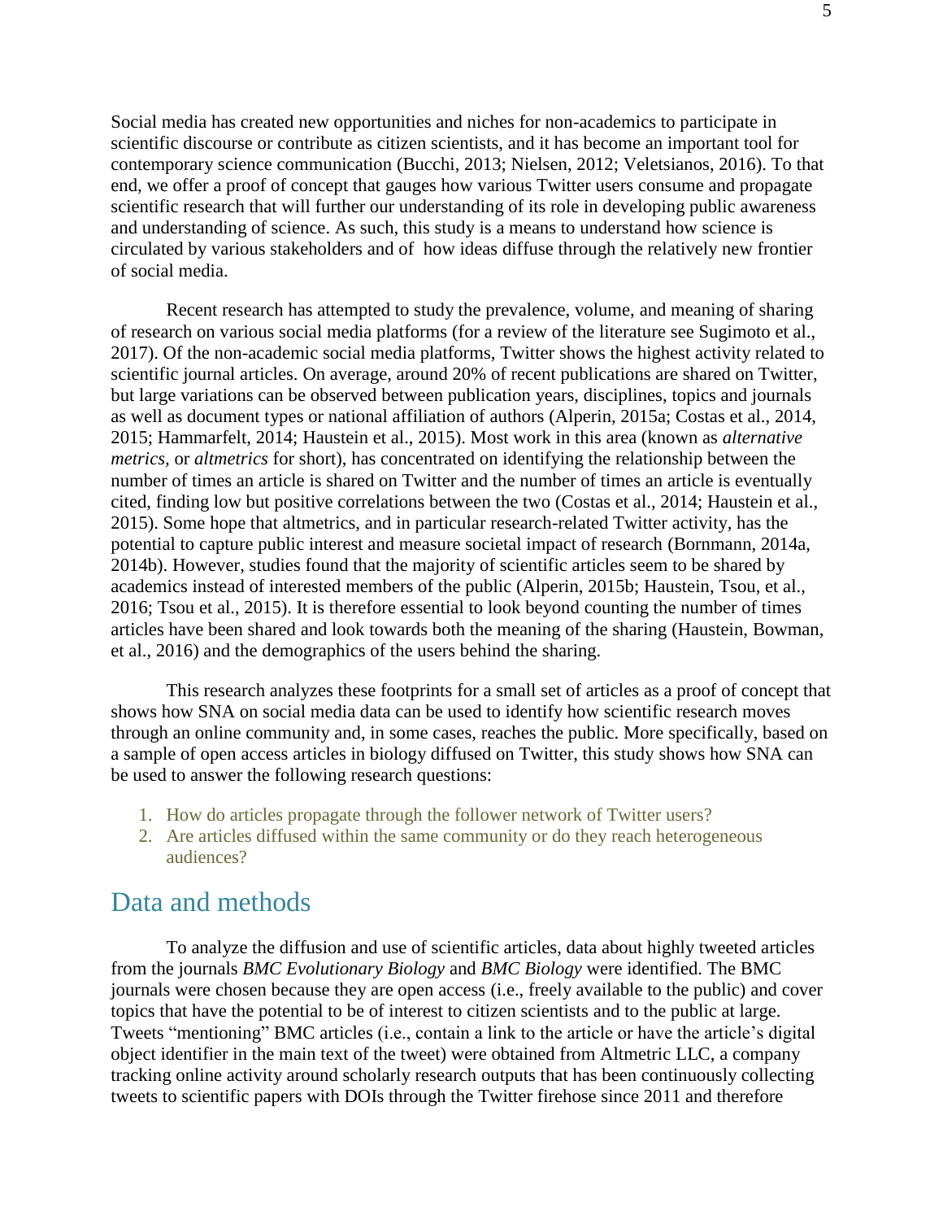Social media has created new opportunities and niches for non-academics to participate in scientific discourse or contribute as citizen scientists, and it has become an important tool for contemporary science communication (Bucchi, 2013; Nielsen, 2012; Veletsianos, 2016). To that end, we offer a proof of concept that gauges how various Twitter users consume and propagate scientific research that will further our understanding of its role in developing public awareness and understanding of science. As such, this study is a means to understand how science is circulated by various stakeholders and of how ideas diffuse through the relatively new frontier of social media.

Recent research has attempted to study the prevalence, volume, and meaning of sharing of research on various social media platforms (for a review of the literature see Sugimoto et al., 2017). Of the non-academic social media platforms, Twitter shows the highest activity related to scientific journal articles. On average, around 20% of recent publications are shared on Twitter, but large variations can be observed between publication years, disciplines, topics and journals as well as document types or national affiliation of authors (Alperin, 2015a; Costas et al., 2014, 2015; Hammarfelt, 2014; Haustein et al., 2015). Most work in this area (known as *alternative metrics*, or *altmetrics* for short), has concentrated on identifying the relationship between the number of times an article is shared on Twitter and the number of times an article is eventually cited, finding low but positive correlations between the two (Costas et al., 2014; Haustein et al., 2015). Some hope that altmetrics, and in particular research-related Twitter activity, has the potential to capture public interest and measure societal impact of research (Bornmann, 2014a, 2014b). However, studies found that the majority of scientific articles seem to be shared by academics instead of interested members of the public (Alperin, 2015b; Haustein, Tsou, et al., 2016; Tsou et al., 2015). It is therefore essential to look beyond counting the number of times articles have been shared and look towards both the meaning of the sharing (Haustein, Bowman, et al., 2016) and the demographics of the users behind the sharing.

This research analyzes these footprints for a small set of articles as a proof of concept that shows how SNA on social media data can be used to identify how scientific research moves through an online community and, in some cases, reaches the public. More specifically, based on a sample of open access articles in biology diffused on Twitter, this study shows how SNA can be used to answer the following research questions:

1. How do articles propagate through the follower network of Twitter users?
2. Are articles diffused within the same community or do they reach heterogeneous audiences?

## Data and methods

To analyze the diffusion and use of scientific articles, data about highly tweeted articles from the journals *BMC Evolutionary Biology* and *BMC Biology* were identified. The BMC journals were chosen because they are open access (i.e., freely available to the public) and cover topics that have the potential to be of interest to citizen scientists and to the public at large. Tweets "mentioning" BMC articles (i.e., contain a link to the article or have the article's digital object identifier in the main text of the tweet) were obtained from Altmetric LLC, a company tracking online activity around scholarly research outputs that has been continuously collecting tweets to scientific papers with DOIs through the Twitter firehose since 2011 and therefore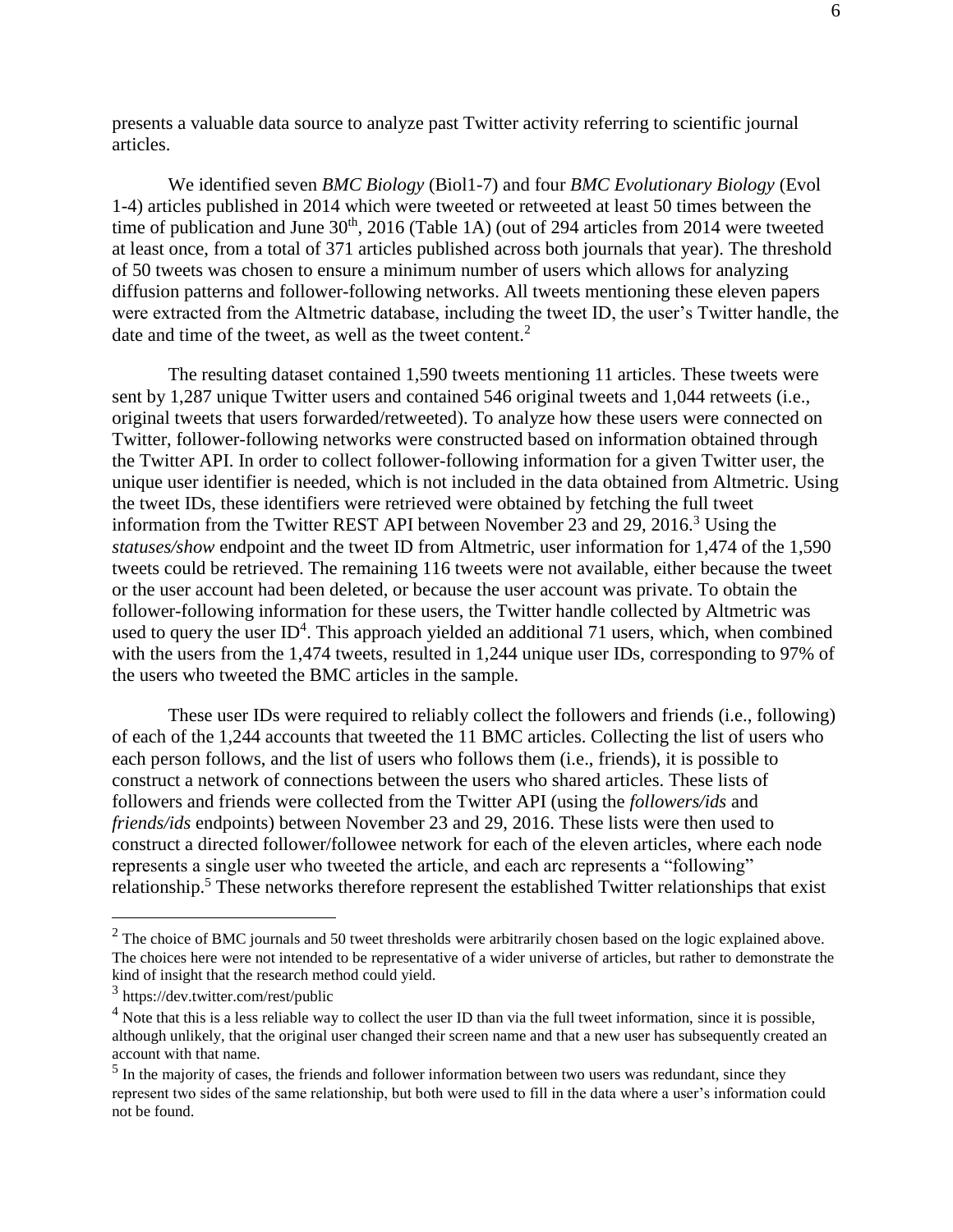presents a valuable data source to analyze past Twitter activity referring to scientific journal articles.

We identified seven *BMC Biology* (Biol1-7) and four *BMC Evolutionary Biology* (Evol 1-4) articles published in 2014 which were tweeted or retweeted at least 50 times between the time of publication and June 30th, 2016 (Table 1A) (out of 294 articles from 2014 were tweeted at least once, from a total of 371 articles published across both journals that year). The threshold of 50 tweets was chosen to ensure a minimum number of users which allows for analyzing diffusion patterns and follower-following networks. All tweets mentioning these eleven papers were extracted from the Altmetric database, including the tweet ID, the user's Twitter handle, the date and time of the tweet, as well as the tweet content.[2]

The resulting dataset contained 1,590 tweets mentioning 11 articles. These tweets were sent by 1,287 unique Twitter users and contained 546 original tweets and 1,044 retweets (i.e., original tweets that users forwarded/retweeted). To analyze how these users were connected on Twitter, follower-following networks were constructed based on information obtained through the Twitter API. In order to collect follower-following information for a given Twitter user, the unique user identifier is needed, which is not included in the data obtained from Altmetric. Using the tweet IDs, these identifiers were retrieved were obtained by fetching the full tweet information from the Twitter REST API between November 23 and 29, 2016.[3] Using the *statuses/show* endpoint and the tweet ID from Altmetric, user information for 1,474 of the 1,590 tweets could be retrieved. The remaining 116 tweets were not available, either because the tweet or the user account had been deleted, or because the user account was private. To obtain the follower-following information for these users, the Twitter handle collected by Altmetric was used to query the user ID[4]. This approach yielded an additional 71 users, which, when combined with the users from the 1,474 tweets, resulted in 1,244 unique user IDs, corresponding to 97% of the users who tweeted the BMC articles in the sample.

These user IDs were required to reliably collect the followers and friends (i.e., following) of each of the 1,244 accounts that tweeted the 11 BMC articles. Collecting the list of users who each person follows, and the list of users who follows them (i.e., friends), it is possible to construct a network of connections between the users who shared articles. These lists of followers and friends were collected from the Twitter API (using the *followers/ids* and *friends/ids* endpoints) between November 23 and 29, 2016. These lists were then used to construct a directed follower/followee network for each of the eleven articles, where each node represents a single user who tweeted the article, and each arc represents a "following" relationship.[5] These networks therefore represent the established Twitter relationships that exist

---

[2] The choice of BMC journals and 50 tweet thresholds were arbitrarily chosen based on the logic explained above. The choices here were not intended to be representative of a wider universe of articles, but rather to demonstrate the kind of insight that the research method could yield.

[3] https://dev.twitter.com/rest/public

[4] Note that this is a less reliable way to collect the user ID than via the full tweet information, since it is possible, although unlikely, that the original user changed their screen name and that a new user has subsequently created an account with that name.

[5] In the majority of cases, the friends and follower information between two users was redundant, since they represent two sides of the same relationship, but both were used to fill in the data where a user's information could not be found.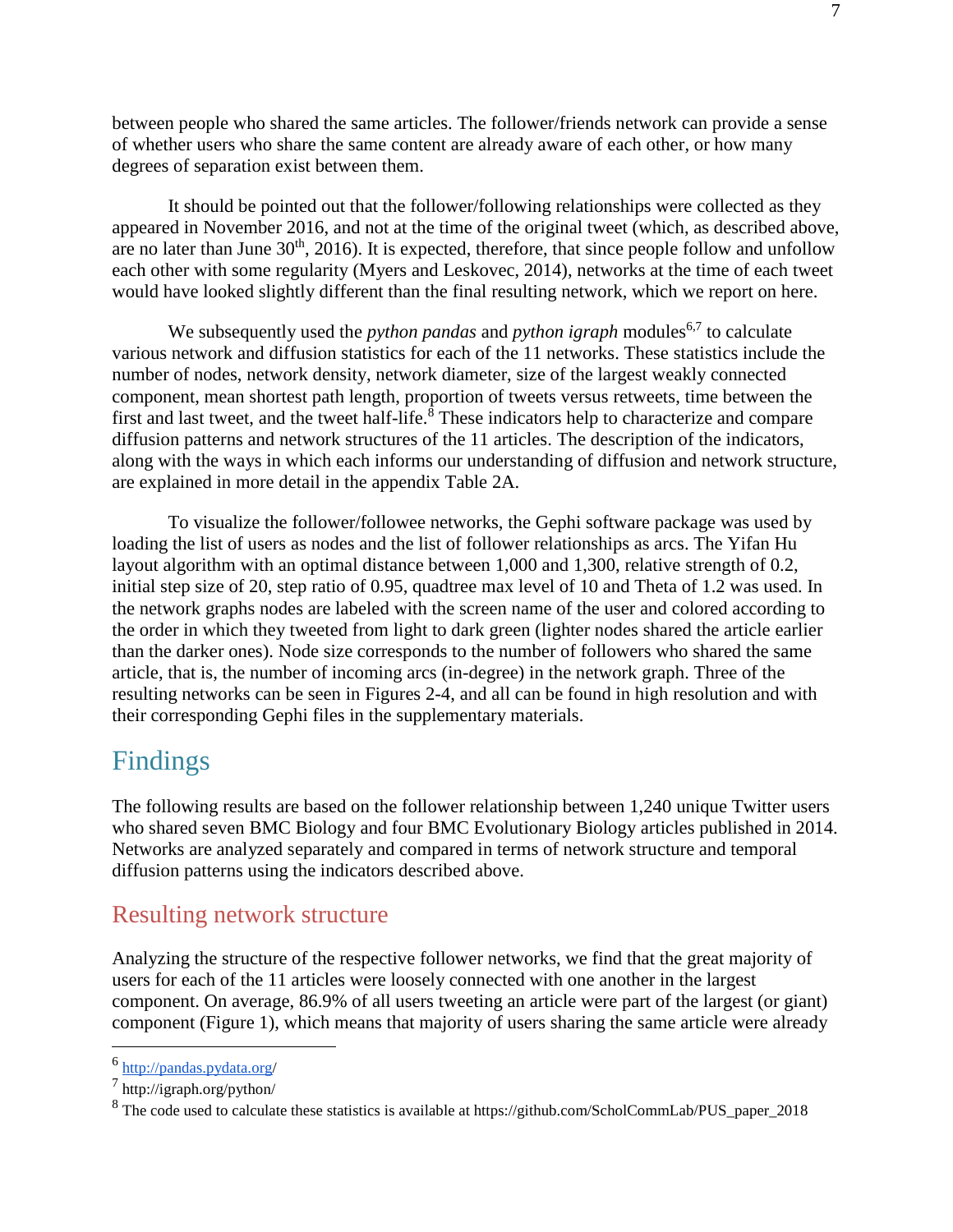between people who shared the same articles. The follower/friends network can provide a sense of whether users who share the same content are already aware of each other, or how many degrees of separation exist between them.

It should be pointed out that the follower/following relationships were collected as they appeared in November 2016, and not at the time of the original tweet (which, as described above, are no later than June 30th, 2016). It is expected, therefore, that since people follow and unfollow each other with some regularity (Myers and Leskovec, 2014), networks at the time of each tweet would have looked slightly different than the final resulting network, which we report on here.

We subsequently used the *python pandas* and *python igraph* modules[6,7] to calculate various network and diffusion statistics for each of the 11 networks. These statistics include the number of nodes, network density, network diameter, size of the largest weakly connected component, mean shortest path length, proportion of tweets versus retweets, time between the first and last tweet, and the tweet half-life.[8] These indicators help to characterize and compare diffusion patterns and network structures of the 11 articles. The description of the indicators, along with the ways in which each informs our understanding of diffusion and network structure, are explained in more detail in the appendix Table 2A.

To visualize the follower/followee networks, the Gephi software package was used by loading the list of users as nodes and the list of follower relationships as arcs. The Yifan Hu layout algorithm with an optimal distance between 1,000 and 1,300, relative strength of 0.2, initial step size of 20, step ratio of 0.95, quadtree max level of 10 and Theta of 1.2 was used. In the network graphs nodes are labeled with the screen name of the user and colored according to the order in which they tweeted from light to dark green (lighter nodes shared the article earlier than the darker ones). Node size corresponds to the number of followers who shared the same article, that is, the number of incoming arcs (in-degree) in the network graph. Three of the resulting networks can be seen in Figures 2-4, and all can be found in high resolution and with their corresponding Gephi files in the supplementary materials.

# Findings

The following results are based on the follower relationship between 1,240 unique Twitter users who shared seven BMC Biology and four BMC Evolutionary Biology articles published in 2014. Networks are analyzed separately and compared in terms of network structure and temporal diffusion patterns using the indicators described above.

## Resulting network structure

Analyzing the structure of the respective follower networks, we find that the great majority of users for each of the 11 articles were loosely connected with one another in the largest component. On average, 86.9% of all users tweeting an article were part of the largest (or giant) component (Figure 1), which means that majority of users sharing the same article were already

---

[6] http://pandas.pydata.org/

[7] http://igraph.org/python/

[8] The code used to calculate these statistics is available at https://github.com/ScholCommLab/PUS_paper_2018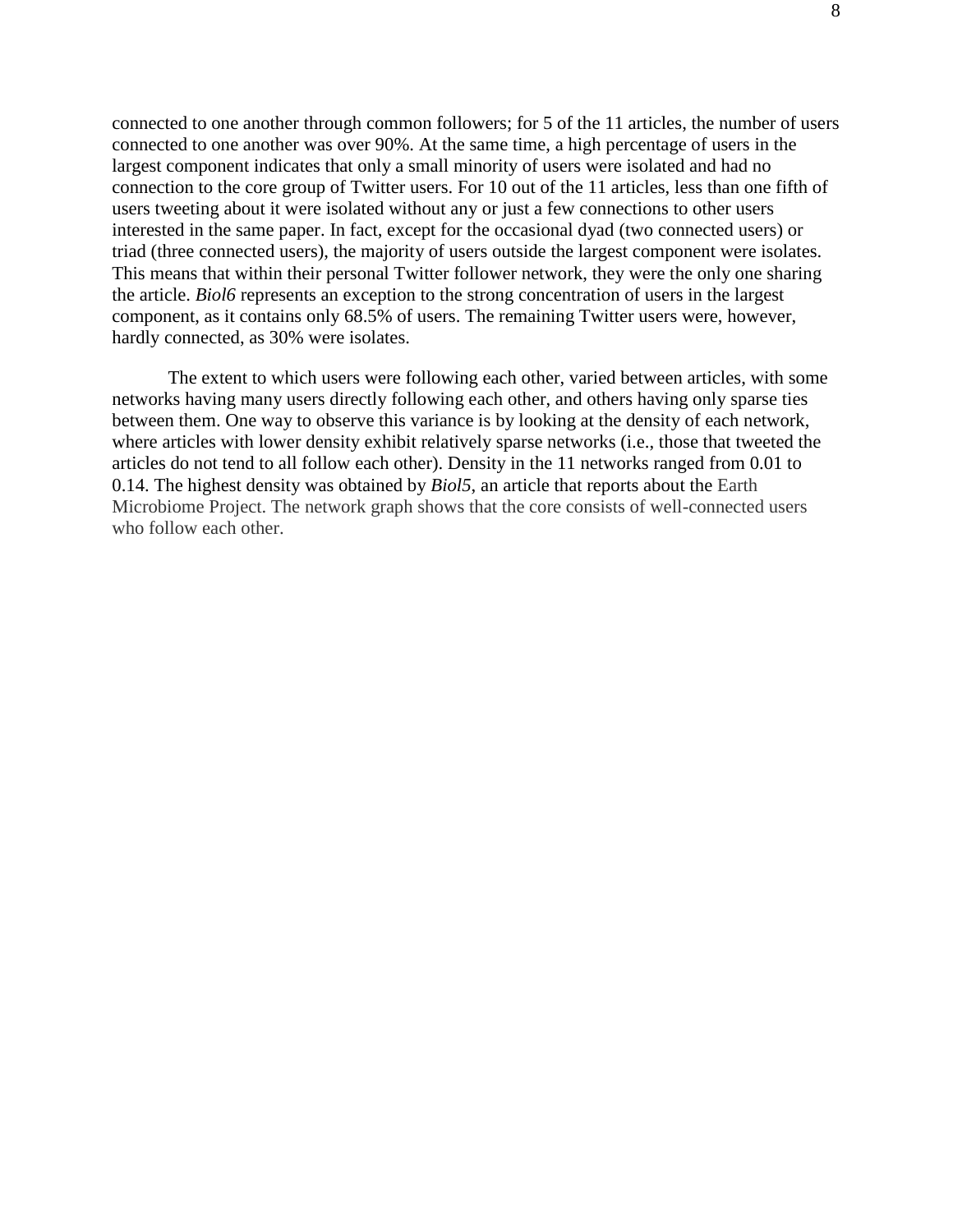connected to one another through common followers; for 5 of the 11 articles, the number of users connected to one another was over 90%. At the same time, a high percentage of users in the largest component indicates that only a small minority of users were isolated and had no connection to the core group of Twitter users. For 10 out of the 11 articles, less than one fifth of users tweeting about it were isolated without any or just a few connections to other users interested in the same paper. In fact, except for the occasional dyad (two connected users) or triad (three connected users), the majority of users outside the largest component were isolates. This means that within their personal Twitter follower network, they were the only one sharing the article. *Biol6* represents an exception to the strong concentration of users in the largest component, as it contains only 68.5% of users. The remaining Twitter users were, however, hardly connected, as 30% were isolates.

The extent to which users were following each other, varied between articles, with some networks having many users directly following each other, and others having only sparse ties between them. One way to observe this variance is by looking at the density of each network, where articles with lower density exhibit relatively sparse networks (i.e., those that tweeted the articles do not tend to all follow each other). Density in the 11 networks ranged from 0.01 to 0.14. The highest density was obtained by *Biol5*, an article that reports about the Earth Microbiome Project. The network graph shows that the core consists of well-connected users who follow each other.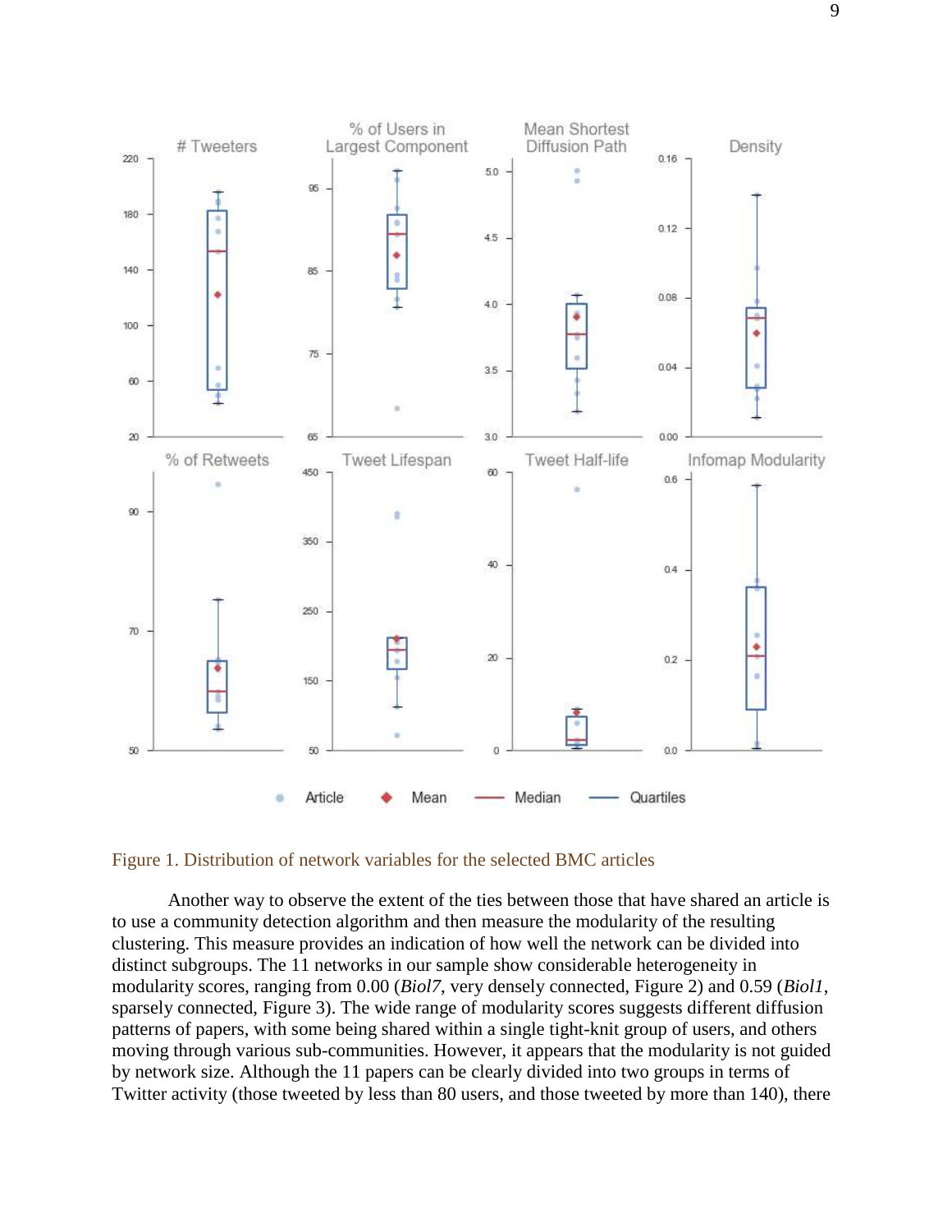Figure 1. Distribution of network variables for the selected BMC articles

Another way to observe the extent of the ties between those that have shared an article is to use a community detection algorithm and then measure the modularity of the resulting clustering. This measure provides an indication of how well the network can be divided into distinct subgroups. The 11 networks in our sample show considerable heterogeneity in modularity scores, ranging from 0.00 (*Biol7*, very densely connected, Figure 2) and 0.59 (*Biol1*, sparsely connected, Figure 3). The wide range of modularity scores suggests different diffusion patterns of papers, with some being shared within a single tight-knit group of users, and others moving through various sub-communities. However, it appears that the modularity is not guided by network size. Although the 11 papers can be clearly divided into two groups in terms of Twitter activity (those tweeted by less than 80 users, and those tweeted by more than 140), there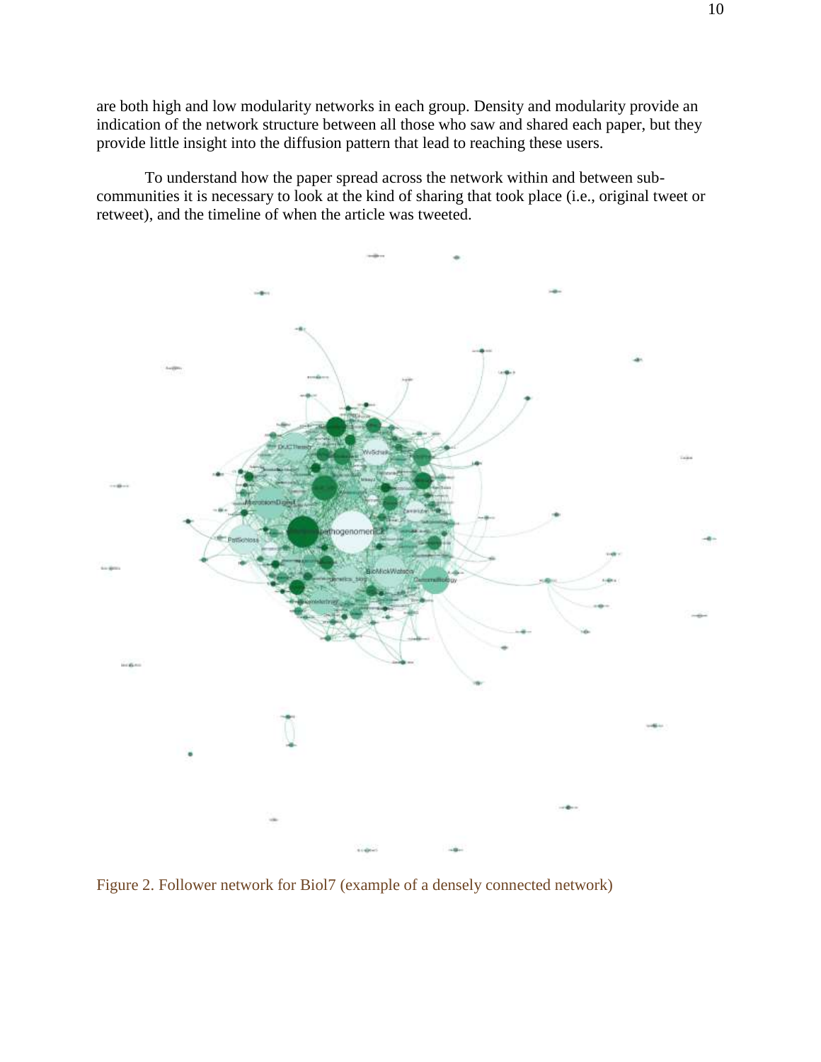are both high and low modularity networks in each group. Density and modularity provide an indication of the network structure between all those who saw and shared each paper, but they provide little insight into the diffusion pattern that lead to reaching these users.

To understand how the paper spread across the network within and between sub-communities it is necessary to look at the kind of sharing that took place (i.e., original tweet or retweet), and the timeline of when the article was tweeted.

Figure 2. Follower network for Biol7 (example of a densely connected network)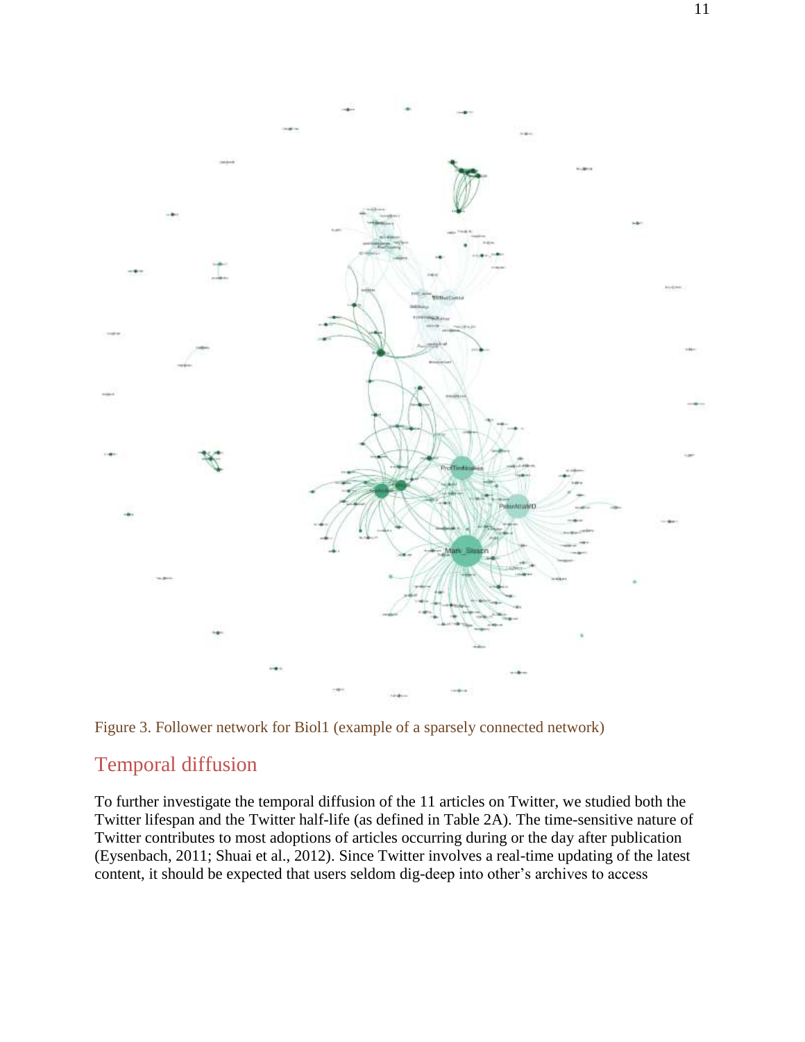Figure 3. Follower network for Biol1 (example of a sparsely connected network)

## Temporal diffusion

To further investigate the temporal diffusion of the 11 articles on Twitter, we studied both the Twitter lifespan and the Twitter half-life (as defined in Table 2A). The time-sensitive nature of Twitter contributes to most adoptions of articles occurring during or the day after publication (Eysenbach, 2011; Shuai et al., 2012). Since Twitter involves a real-time updating of the latest content, it should be expected that users seldom dig-deep into other's archives to access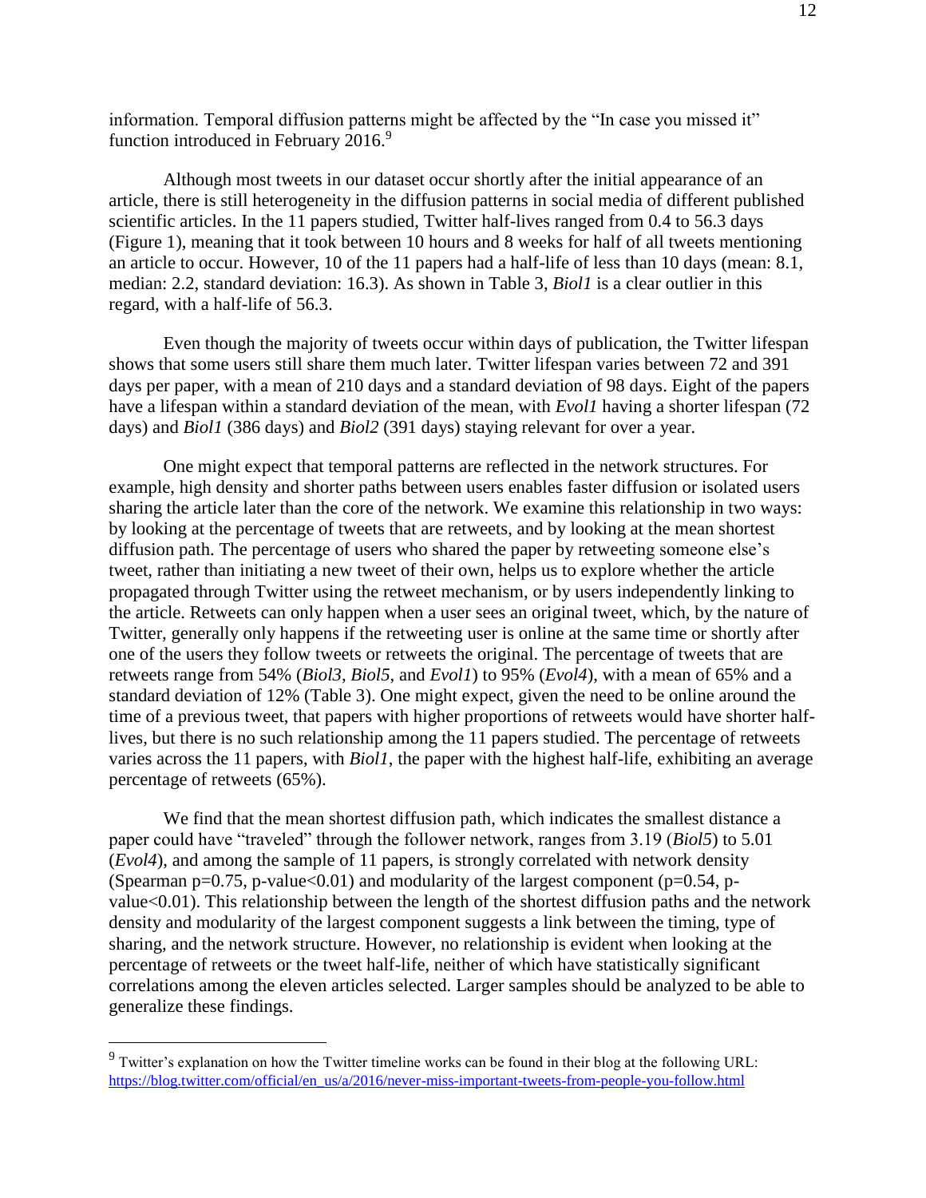information. Temporal diffusion patterns might be affected by the "In case you missed it" function introduced in February 2016.[9]

Although most tweets in our dataset occur shortly after the initial appearance of an article, there is still heterogeneity in the diffusion patterns in social media of different published scientific articles. In the 11 papers studied, Twitter half-lives ranged from 0.4 to 56.3 days (Figure 1), meaning that it took between 10 hours and 8 weeks for half of all tweets mentioning an article to occur. However, 10 of the 11 papers had a half-life of less than 10 days (mean: 8.1, median: 2.2, standard deviation: 16.3). As shown in Table 3, *Biol1* is a clear outlier in this regard, with a half-life of 56.3.

Even though the majority of tweets occur within days of publication, the Twitter lifespan shows that some users still share them much later. Twitter lifespan varies between 72 and 391 days per paper, with a mean of 210 days and a standard deviation of 98 days. Eight of the papers have a lifespan within a standard deviation of the mean, with *Evol1* having a shorter lifespan (72 days) and *Biol1* (386 days) and *Biol2* (391 days) staying relevant for over a year.

One might expect that temporal patterns are reflected in the network structures. For example, high density and shorter paths between users enables faster diffusion or isolated users sharing the article later than the core of the network. We examine this relationship in two ways: by looking at the percentage of tweets that are retweets, and by looking at the mean shortest diffusion path. The percentage of users who shared the paper by retweeting someone else's tweet, rather than initiating a new tweet of their own, helps us to explore whether the article propagated through Twitter using the retweet mechanism, or by users independently linking to the article. Retweets can only happen when a user sees an original tweet, which, by the nature of Twitter, generally only happens if the retweeting user is online at the same time or shortly after one of the users they follow tweets or retweets the original. The percentage of tweets that are retweets range from 54% (*Biol3*, *Biol5*, and *Evol1*) to 95% (*Evol4*), with a mean of 65% and a standard deviation of 12% (Table 3). One might expect, given the need to be online around the time of a previous tweet, that papers with higher proportions of retweets would have shorter half-lives, but there is no such relationship among the 11 papers studied. The percentage of retweets varies across the 11 papers, with *Biol1*, the paper with the highest half-life, exhibiting an average percentage of retweets (65%).

We find that the mean shortest diffusion path, which indicates the smallest distance a paper could have "traveled" through the follower network, ranges from 3.19 (*Biol5*) to 5.01 (*Evol4*), and among the sample of 11 papers, is strongly correlated with network density (Spearman $p=0.75$, p-value$<0.01$) and modularity of the largest component ($p=0.54$, p-value$<0.01$). This relationship between the length of the shortest diffusion paths and the network density and modularity of the largest component suggests a link between the timing, type of sharing, and the network structure. However, no relationship is evident when looking at the percentage of retweets or the tweet half-life, neither of which have statistically significant correlations among the eleven articles selected. Larger samples should be analyzed to be able to generalize these findings.

[9] Twitter's explanation on how the Twitter timeline works can be found in their blog at the following URL: https://blog.twitter.com/official/en_us/a/2016/never-miss-important-tweets-from-people-you-follow.html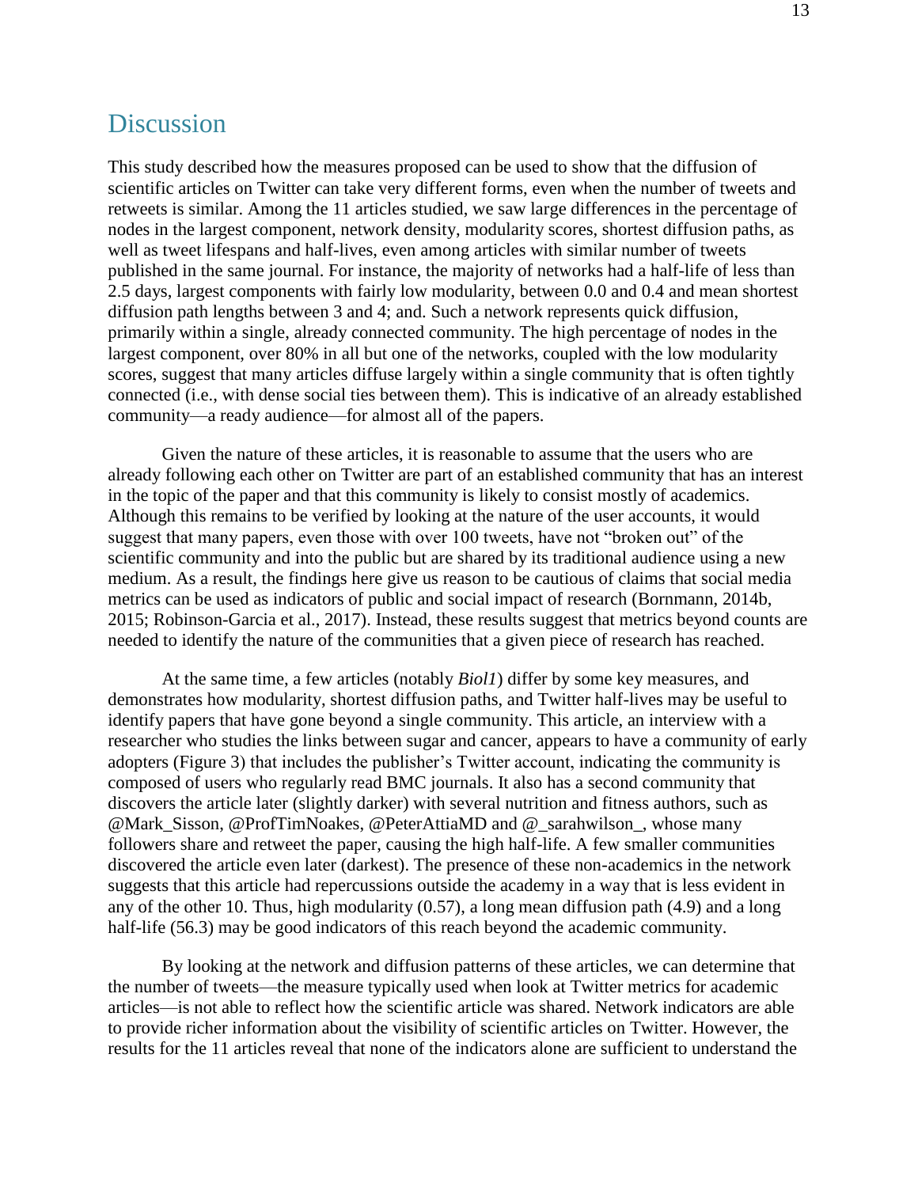## Discussion

This study described how the measures proposed can be used to show that the diffusion of scientific articles on Twitter can take very different forms, even when the number of tweets and retweets is similar. Among the 11 articles studied, we saw large differences in the percentage of nodes in the largest component, network density, modularity scores, shortest diffusion paths, as well as tweet lifespans and half-lives, even among articles with similar number of tweets published in the same journal. For instance, the majority of networks had a half-life of less than 2.5 days, largest components with fairly low modularity, between 0.0 and 0.4 and mean shortest diffusion path lengths between 3 and 4; and. Such a network represents quick diffusion, primarily within a single, already connected community. The high percentage of nodes in the largest component, over 80% in all but one of the networks, coupled with the low modularity scores, suggest that many articles diffuse largely within a single community that is often tightly connected (i.e., with dense social ties between them). This is indicative of an already established community—a ready audience—for almost all of the papers.

Given the nature of these articles, it is reasonable to assume that the users who are already following each other on Twitter are part of an established community that has an interest in the topic of the paper and that this community is likely to consist mostly of academics. Although this remains to be verified by looking at the nature of the user accounts, it would suggest that many papers, even those with over 100 tweets, have not "broken out" of the scientific community and into the public but are shared by its traditional audience using a new medium. As a result, the findings here give us reason to be cautious of claims that social media metrics can be used as indicators of public and social impact of research (Bornmann, 2014b, 2015; Robinson-Garcia et al., 2017). Instead, these results suggest that metrics beyond counts are needed to identify the nature of the communities that a given piece of research has reached.

At the same time, a few articles (notably *Biol1*) differ by some key measures, and demonstrates how modularity, shortest diffusion paths, and Twitter half-lives may be useful to identify papers that have gone beyond a single community. This article, an interview with a researcher who studies the links between sugar and cancer, appears to have a community of early adopters (Figure 3) that includes the publisher's Twitter account, indicating the community is composed of users who regularly read BMC journals. It also has a second community that discovers the article later (slightly darker) with several nutrition and fitness authors, such as @Mark_Sisson, @ProfTimNoakes, @PeterAttiaMD and @_sarahwilson_, whose many followers share and retweet the paper, causing the high half-life. A few smaller communities discovered the article even later (darkest). The presence of these non-academics in the network suggests that this article had repercussions outside the academy in a way that is less evident in any of the other 10. Thus, high modularity (0.57), a long mean diffusion path (4.9) and a long half-life (56.3) may be good indicators of this reach beyond the academic community.

By looking at the network and diffusion patterns of these articles, we can determine that the number of tweets—the measure typically used when look at Twitter metrics for academic articles—is not able to reflect how the scientific article was shared. Network indicators are able to provide richer information about the visibility of scientific articles on Twitter. However, the results for the 11 articles reveal that none of the indicators alone are sufficient to understand the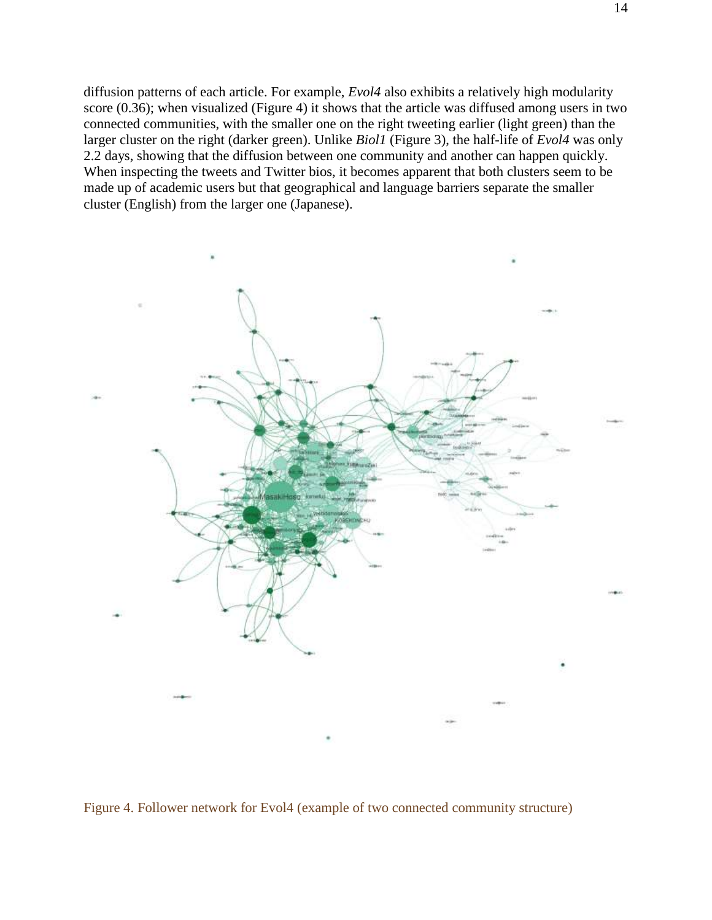diffusion patterns of each article. For example, *Evol4* also exhibits a relatively high modularity score (0.36); when visualized (Figure 4) it shows that the article was diffused among users in two connected communities, with the smaller one on the right tweeting earlier (light green) than the larger cluster on the right (darker green). Unlike *Biol1* (Figure 3), the half-life of *Evol4* was only 2.2 days, showing that the diffusion between one community and another can happen quickly. When inspecting the tweets and Twitter bios, it becomes apparent that both clusters seem to be made up of academic users but that geographical and language barriers separate the smaller cluster (English) from the larger one (Japanese).

Figure 4. Follower network for Evol4 (example of two connected community structure)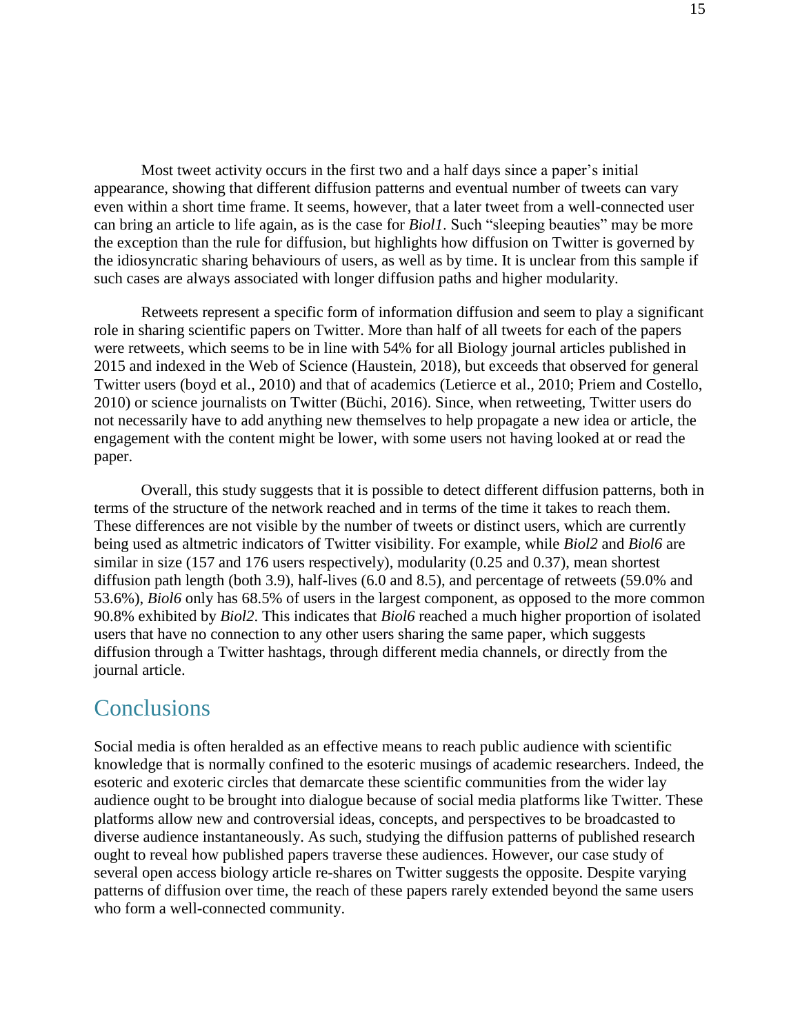Most tweet activity occurs in the first two and a half days since a paper's initial appearance, showing that different diffusion patterns and eventual number of tweets can vary even within a short time frame. It seems, however, that a later tweet from a well-connected user can bring an article to life again, as is the case for *Biol1*. Such "sleeping beauties" may be more the exception than the rule for diffusion, but highlights how diffusion on Twitter is governed by the idiosyncratic sharing behaviours of users, as well as by time. It is unclear from this sample if such cases are always associated with longer diffusion paths and higher modularity.

Retweets represent a specific form of information diffusion and seem to play a significant role in sharing scientific papers on Twitter. More than half of all tweets for each of the papers were retweets, which seems to be in line with 54% for all Biology journal articles published in 2015 and indexed in the Web of Science (Haustein, 2018), but exceeds that observed for general Twitter users (boyd et al., 2010) and that of academics (Letierce et al., 2010; Priem and Costello, 2010) or science journalists on Twitter (Büchi, 2016). Since, when retweeting, Twitter users do not necessarily have to add anything new themselves to help propagate a new idea or article, the engagement with the content might be lower, with some users not having looked at or read the paper.

Overall, this study suggests that it is possible to detect different diffusion patterns, both in terms of the structure of the network reached and in terms of the time it takes to reach them. These differences are not visible by the number of tweets or distinct users, which are currently being used as altmetric indicators of Twitter visibility. For example, while *Biol2* and *Biol6* are similar in size (157 and 176 users respectively), modularity (0.25 and 0.37), mean shortest diffusion path length (both 3.9), half-lives (6.0 and 8.5), and percentage of retweets (59.0% and 53.6%), *Biol6* only has 68.5% of users in the largest component, as opposed to the more common 90.8% exhibited by *Biol2*. This indicates that *Biol6* reached a much higher proportion of isolated users that have no connection to any other users sharing the same paper, which suggests diffusion through a Twitter hashtags, through different media channels, or directly from the journal article.

## Conclusions

Social media is often heralded as an effective means to reach public audience with scientific knowledge that is normally confined to the esoteric musings of academic researchers. Indeed, the esoteric and exoteric circles that demarcate these scientific communities from the wider lay audience ought to be brought into dialogue because of social media platforms like Twitter. These platforms allow new and controversial ideas, concepts, and perspectives to be broadcasted to diverse audience instantaneously. As such, studying the diffusion patterns of published research ought to reveal how published papers traverse these audiences. However, our case study of several open access biology article re-shares on Twitter suggests the opposite. Despite varying patterns of diffusion over time, the reach of these papers rarely extended beyond the same users who form a well-connected community.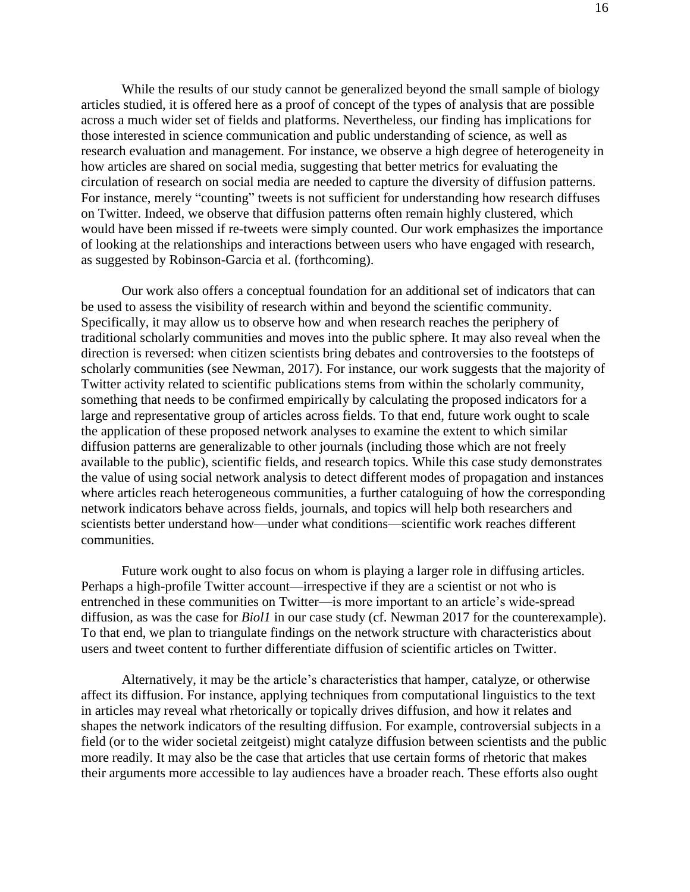While the results of our study cannot be generalized beyond the small sample of biology articles studied, it is offered here as a proof of concept of the types of analysis that are possible across a much wider set of fields and platforms. Nevertheless, our finding has implications for those interested in science communication and public understanding of science, as well as research evaluation and management. For instance, we observe a high degree of heterogeneity in how articles are shared on social media, suggesting that better metrics for evaluating the circulation of research on social media are needed to capture the diversity of diffusion patterns. For instance, merely "counting" tweets is not sufficient for understanding how research diffuses on Twitter. Indeed, we observe that diffusion patterns often remain highly clustered, which would have been missed if re-tweets were simply counted. Our work emphasizes the importance of looking at the relationships and interactions between users who have engaged with research, as suggested by Robinson-Garcia et al. (forthcoming).

Our work also offers a conceptual foundation for an additional set of indicators that can be used to assess the visibility of research within and beyond the scientific community. Specifically, it may allow us to observe how and when research reaches the periphery of traditional scholarly communities and moves into the public sphere. It may also reveal when the direction is reversed: when citizen scientists bring debates and controversies to the footsteps of scholarly communities (see Newman, 2017). For instance, our work suggests that the majority of Twitter activity related to scientific publications stems from within the scholarly community, something that needs to be confirmed empirically by calculating the proposed indicators for a large and representative group of articles across fields. To that end, future work ought to scale the application of these proposed network analyses to examine the extent to which similar diffusion patterns are generalizable to other journals (including those which are not freely available to the public), scientific fields, and research topics. While this case study demonstrates the value of using social network analysis to detect different modes of propagation and instances where articles reach heterogeneous communities, a further cataloguing of how the corresponding network indicators behave across fields, journals, and topics will help both researchers and scientists better understand how—under what conditions—scientific work reaches different communities.

Future work ought to also focus on whom is playing a larger role in diffusing articles. Perhaps a high-profile Twitter account—irrespective if they are a scientist or not who is entrenched in these communities on Twitter—is more important to an article's wide-spread diffusion, as was the case for *Biol1* in our case study (cf. Newman 2017 for the counterexample). To that end, we plan to triangulate findings on the network structure with characteristics about users and tweet content to further differentiate diffusion of scientific articles on Twitter.

Alternatively, it may be the article's characteristics that hamper, catalyze, or otherwise affect its diffusion. For instance, applying techniques from computational linguistics to the text in articles may reveal what rhetorically or topically drives diffusion, and how it relates and shapes the network indicators of the resulting diffusion. For example, controversial subjects in a field (or to the wider societal zeitgeist) might catalyze diffusion between scientists and the public more readily. It may also be the case that articles that use certain forms of rhetoric that makes their arguments more accessible to lay audiences have a broader reach. These efforts also ought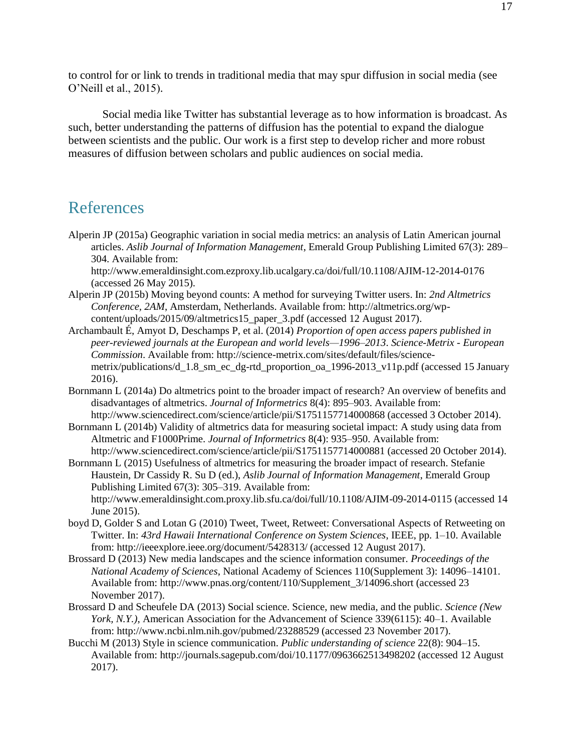to control for or link to trends in traditional media that may spur diffusion in social media (see O'Neill et al., 2015).

Social media like Twitter has substantial leverage as to how information is broadcast. As such, better understanding the patterns of diffusion has the potential to expand the dialogue between scientists and the public. Our work is a first step to develop richer and more robust measures of diffusion between scholars and public audiences on social media.

## References

Alperin JP (2015a) Geographic variation in social media metrics: an analysis of Latin American journal articles. *Aslib Journal of Information Management*, Emerald Group Publishing Limited 67(3): 289–304. Available from: http://www.emeraldinsight.com.ezproxy.lib.ucalgary.ca/doi/full/10.1108/AJIM-12-2014-0176 (accessed 26 May 2015).

Alperin JP (2015b) Moving beyond counts: A method for surveying Twitter users. In: *2nd Altmetrics Conference, 2AM*, Amsterdam, Netherlands. Available from: http://altmetrics.org/wp-content/uploads/2015/09/altmetrics15_paper_3.pdf (accessed 12 August 2017).

Archambault É, Amyot D, Deschamps P, et al. (2014) *Proportion of open access papers published in peer-reviewed journals at the European and world levels—1996–2013*. *Science-Metrix - European Commission*. Available from: http://science-metrix.com/sites/default/files/science-metrix/publications/d_1.8_sm_ec_dg-rtd_proportion_oa_1996-2013_v11p.pdf (accessed 15 January 2016).

Bornmann L (2014a) Do altmetrics point to the broader impact of research? An overview of benefits and disadvantages of altmetrics. *Journal of Informetrics* 8(4): 895–903. Available from: http://www.sciencedirect.com/science/article/pii/S1751157714000868 (accessed 3 October 2014).

Bornmann L (2014b) Validity of altmetrics data for measuring societal impact: A study using data from Altmetric and F1000Prime. *Journal of Informetrics* 8(4): 935–950. Available from: http://www.sciencedirect.com/science/article/pii/S1751157714000881 (accessed 20 October 2014).

Bornmann L (2015) Usefulness of altmetrics for measuring the broader impact of research. Stefanie Haustein, Dr Cassidy R. Su D (ed.), *Aslib Journal of Information Management*, Emerald Group Publishing Limited 67(3): 305–319. Available from: http://www.emeraldinsight.com.proxy.lib.sfu.ca/doi/full/10.1108/AJIM-09-2014-0115 (accessed 14 June 2015).

boyd D, Golder S and Lotan G (2010) Tweet, Tweet, Retweet: Conversational Aspects of Retweeting on Twitter. In: *43rd Hawaii International Conference on System Sciences*, IEEE, pp. 1–10. Available from: http://ieeexplore.ieee.org/document/5428313/ (accessed 12 August 2017).

Brossard D (2013) New media landscapes and the science information consumer. *Proceedings of the National Academy of Sciences*, National Academy of Sciences 110(Supplement 3): 14096–14101. Available from: http://www.pnas.org/content/110/Supplement_3/14096.short (accessed 23 November 2017).

Brossard D and Scheufele DA (2013) Social science. Science, new media, and the public. *Science (New York, N.Y.)*, American Association for the Advancement of Science 339(6115): 40–1. Available from: http://www.ncbi.nlm.nih.gov/pubmed/23288529 (accessed 23 November 2017).

Bucchi M (2013) Style in science communication. *Public understanding of science* 22(8): 904–15. Available from: http://journals.sagepub.com/doi/10.1177/0963662513498202 (accessed 12 August 2017).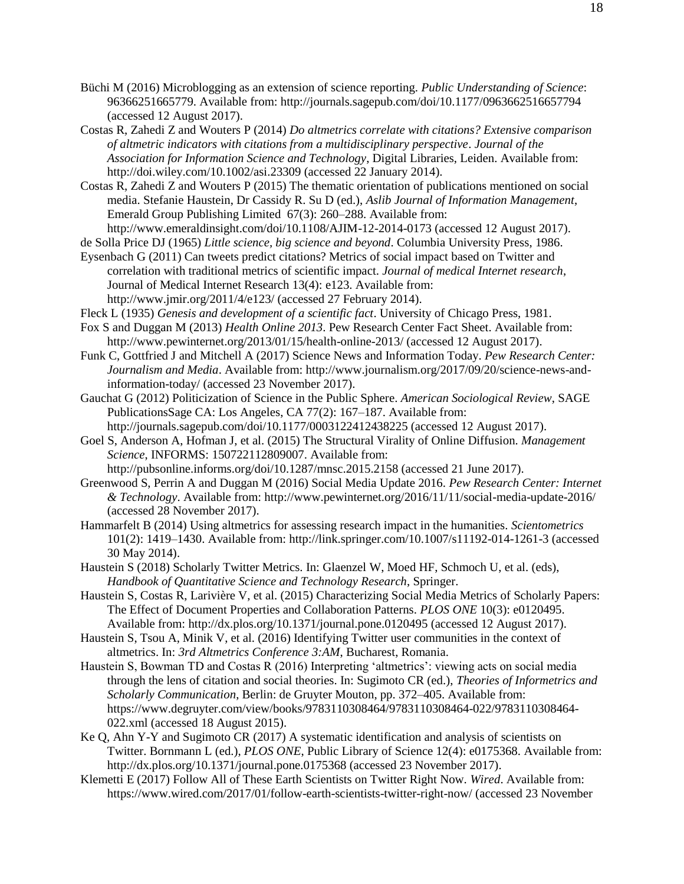Büchi M (2016) Microblogging as an extension of science reporting. *Public Understanding of Science*: 96366251665779. Available from: http://journals.sagepub.com/doi/10.1177/0963662516657794 (accessed 12 August 2017).

Costas R, Zahedi Z and Wouters P (2014) *Do altmetrics correlate with citations? Extensive comparison of altmetric indicators with citations from a multidisciplinary perspective*. *Journal of the Association for Information Science and Technology*, Digital Libraries, Leiden. Available from: http://doi.wiley.com/10.1002/asi.23309 (accessed 22 January 2014).

Costas R, Zahedi Z and Wouters P (2015) The thematic orientation of publications mentioned on social media. Stefanie Haustein, Dr Cassidy R. Su D (ed.), *Aslib Journal of Information Management*, Emerald Group Publishing Limited 67(3): 260–288. Available from: http://www.emeraldinsight.com/doi/10.1108/AJIM-12-2014-0173 (accessed 12 August 2017).

de Solla Price DJ (1965) *Little science, big science and beyond*. Columbia University Press, 1986.

Eysenbach G (2011) Can tweets predict citations? Metrics of social impact based on Twitter and correlation with traditional metrics of scientific impact. *Journal of medical Internet research*, Journal of Medical Internet Research 13(4): e123. Available from: http://www.jmir.org/2011/4/e123/ (accessed 27 February 2014).

Fleck L (1935) *Genesis and development of a scientific fact*. University of Chicago Press, 1981.

Fox S and Duggan M (2013) *Health Online 2013*. Pew Research Center Fact Sheet. Available from: http://www.pewinternet.org/2013/01/15/health-online-2013/ (accessed 12 August 2017).

Funk C, Gottfried J and Mitchell A (2017) Science News and Information Today. *Pew Research Center: Journalism and Media*. Available from: http://www.journalism.org/2017/09/20/science-news-and-information-today/ (accessed 23 November 2017).

Gauchat G (2012) Politicization of Science in the Public Sphere. *American Sociological Review*, SAGE PublicationsSage CA: Los Angeles, CA 77(2): 167–187. Available from: http://journals.sagepub.com/doi/10.1177/0003122412438225 (accessed 12 August 2017).

Goel S, Anderson A, Hofman J, et al. (2015) The Structural Virality of Online Diffusion. *Management Science*, INFORMS: 150722112809007. Available from: http://pubsonline.informs.org/doi/10.1287/mnsc.2015.2158 (accessed 21 June 2017).

Greenwood S, Perrin A and Duggan M (2016) Social Media Update 2016. *Pew Research Center: Internet & Technology*. Available from: http://www.pewinternet.org/2016/11/11/social-media-update-2016/ (accessed 28 November 2017).

Hammarfelt B (2014) Using altmetrics for assessing research impact in the humanities. *Scientometrics* 101(2): 1419–1430. Available from: http://link.springer.com/10.1007/s11192-014-1261-3 (accessed 30 May 2014).

Haustein S (2018) Scholarly Twitter Metrics. In: Glaenzel W, Moed HF, Schmoch U, et al. (eds), *Handbook of Quantitative Science and Technology Research*, Springer.

Haustein S, Costas R, Larivière V, et al. (2015) Characterizing Social Media Metrics of Scholarly Papers: The Effect of Document Properties and Collaboration Patterns. *PLOS ONE* 10(3): e0120495. Available from: http://dx.plos.org/10.1371/journal.pone.0120495 (accessed 12 August 2017).

Haustein S, Tsou A, Minik V, et al. (2016) Identifying Twitter user communities in the context of altmetrics. In: *3rd Altmetrics Conference 3:AM*, Bucharest, Romania.

Haustein S, Bowman TD and Costas R (2016) Interpreting 'altmetrics': viewing acts on social media through the lens of citation and social theories. In: Sugimoto CR (ed.), *Theories of Informetrics and Scholarly Communication*, Berlin: de Gruyter Mouton, pp. 372–405. Available from: https://www.degruyter.com/view/books/9783110308464/9783110308464-022/9783110308464-022.xml (accessed 18 August 2015).

Ke Q, Ahn Y-Y and Sugimoto CR (2017) A systematic identification and analysis of scientists on Twitter. Bornmann L (ed.), *PLOS ONE*, Public Library of Science 12(4): e0175368. Available from: http://dx.plos.org/10.1371/journal.pone.0175368 (accessed 23 November 2017).

Klemetti E (2017) Follow All of These Earth Scientists on Twitter Right Now. *Wired*. Available from: https://www.wired.com/2017/01/follow-earth-scientists-twitter-right-now/ (accessed 23 November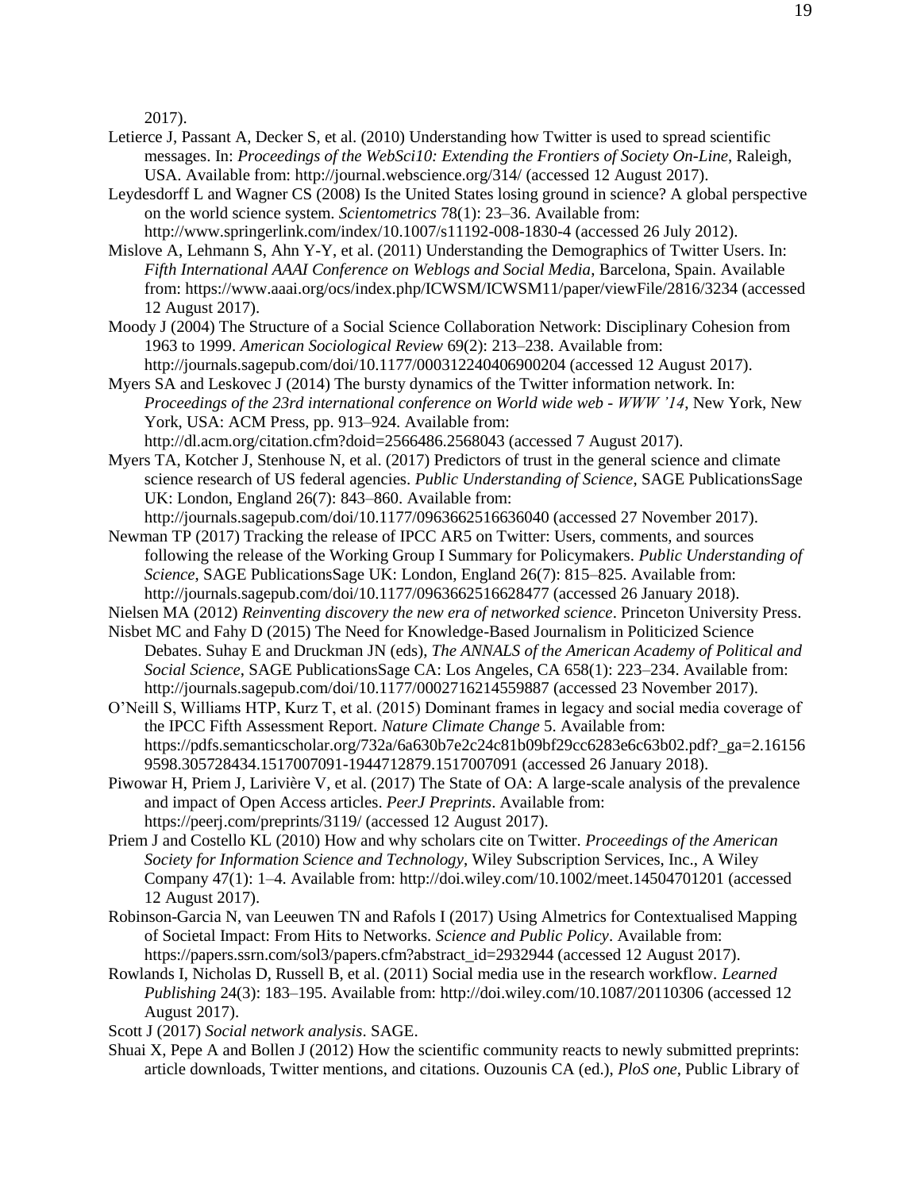2017).

Letierce J, Passant A, Decker S, et al. (2010) Understanding how Twitter is used to spread scientific messages. In: *Proceedings of the WebSci10: Extending the Frontiers of Society On-Line*, Raleigh, USA. Available from: http://journal.webscience.org/314/ (accessed 12 August 2017).

Leydesdorff L and Wagner CS (2008) Is the United States losing ground in science? A global perspective on the world science system. *Scientometrics* 78(1): 23–36. Available from: http://www.springerlink.com/index/10.1007/s11192-008-1830-4 (accessed 26 July 2012).

Mislove A, Lehmann S, Ahn Y-Y, et al. (2011) Understanding the Demographics of Twitter Users. In: *Fifth International AAAI Conference on Weblogs and Social Media*, Barcelona, Spain. Available from: https://www.aaai.org/ocs/index.php/ICWSM/ICWSM11/paper/viewFile/2816/3234 (accessed 12 August 2017).

Moody J (2004) The Structure of a Social Science Collaboration Network: Disciplinary Cohesion from 1963 to 1999. *American Sociological Review* 69(2): 213–238. Available from: http://journals.sagepub.com/doi/10.1177/000312240406900204 (accessed 12 August 2017).

Myers SA and Leskovec J (2014) The bursty dynamics of the Twitter information network. In: *Proceedings of the 23rd international conference on World wide web - WWW '14*, New York, New York, USA: ACM Press, pp. 913–924. Available from: http://dl.acm.org/citation.cfm?doid=2566486.2568043 (accessed 7 August 2017).

Myers TA, Kotcher J, Stenhouse N, et al. (2017) Predictors of trust in the general science and climate science research of US federal agencies. *Public Understanding of Science*, SAGE PublicationsSage UK: London, England 26(7): 843–860. Available from: http://journals.sagepub.com/doi/10.1177/0963662516636040 (accessed 27 November 2017).

Newman TP (2017) Tracking the release of IPCC AR5 on Twitter: Users, comments, and sources following the release of the Working Group I Summary for Policymakers. *Public Understanding of Science*, SAGE PublicationsSage UK: London, England 26(7): 815–825. Available from: http://journals.sagepub.com/doi/10.1177/0963662516628477 (accessed 26 January 2018).

Nielsen MA (2012) *Reinventing discovery the new era of networked science*. Princeton University Press.

Nisbet MC and Fahy D (2015) The Need for Knowledge-Based Journalism in Politicized Science Debates. Suhay E and Druckman JN (eds), *The ANNALS of the American Academy of Political and Social Science*, SAGE PublicationsSage CA: Los Angeles, CA 658(1): 223–234. Available from: http://journals.sagepub.com/doi/10.1177/0002716214559887 (accessed 23 November 2017).

O'Neill S, Williams HTP, Kurz T, et al. (2015) Dominant frames in legacy and social media coverage of the IPCC Fifth Assessment Report. *Nature Climate Change* 5. Available from: https://pdfs.semanticscholar.org/732a/6a630b7e2c24c81b09bf29cc6283e6c63b02.pdf?_ga=2.161569598.305728434.1517007091-1944712879.1517007091 (accessed 26 January 2018).

Piwowar H, Priem J, Larivière V, et al. (2017) The State of OA: A large-scale analysis of the prevalence and impact of Open Access articles. *PeerJ Preprints*. Available from: https://peerj.com/preprints/3119/ (accessed 12 August 2017).

Priem J and Costello KL (2010) How and why scholars cite on Twitter. *Proceedings of the American Society for Information Science and Technology*, Wiley Subscription Services, Inc., A Wiley Company 47(1): 1–4. Available from: http://doi.wiley.com/10.1002/meet.14504701201 (accessed 12 August 2017).

Robinson-Garcia N, van Leeuwen TN and Rafols I (2017) Using Almetrics for Contextualised Mapping of Societal Impact: From Hits to Networks. *Science and Public Policy*. Available from: https://papers.ssrn.com/sol3/papers.cfm?abstract_id=2932944 (accessed 12 August 2017).

Rowlands I, Nicholas D, Russell B, et al. (2011) Social media use in the research workflow. *Learned Publishing* 24(3): 183–195. Available from: http://doi.wiley.com/10.1087/20110306 (accessed 12 August 2017).

Scott J (2017) *Social network analysis*. SAGE.

Shuai X, Pepe A and Bollen J (2012) How the scientific community reacts to newly submitted preprints: article downloads, Twitter mentions, and citations. Ouzounis CA (ed.), *PloS one*, Public Library of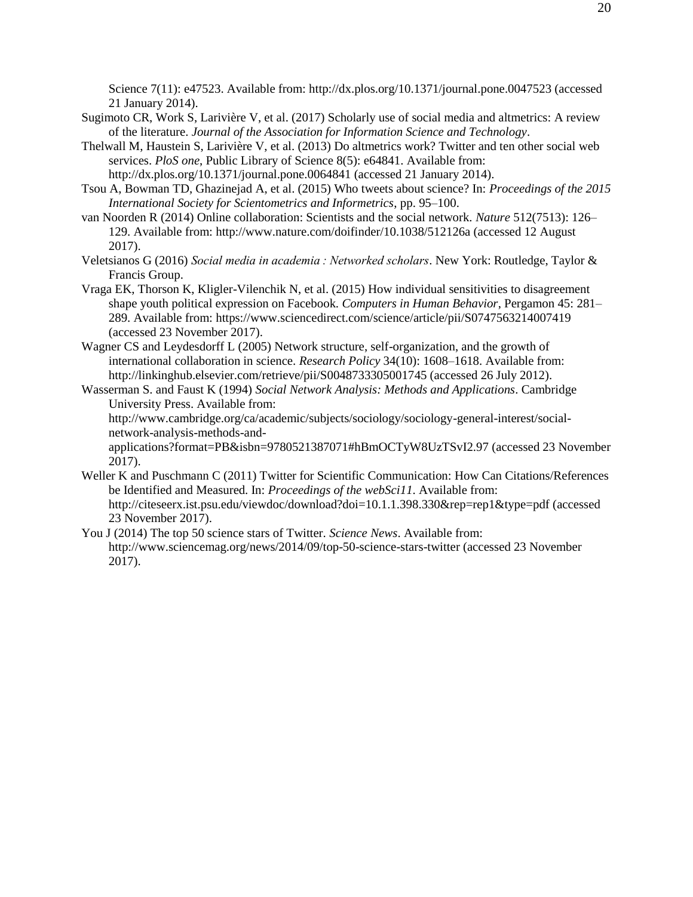Science 7(11): e47523. Available from: http://dx.plos.org/10.1371/journal.pone.0047523 (accessed 21 January 2014).

Sugimoto CR, Work S, Larivière V, et al. (2017) Scholarly use of social media and altmetrics: A review of the literature. *Journal of the Association for Information Science and Technology*.

Thelwall M, Haustein S, Larivière V, et al. (2013) Do altmetrics work? Twitter and ten other social web services. *PloS one*, Public Library of Science 8(5): e64841. Available from: http://dx.plos.org/10.1371/journal.pone.0064841 (accessed 21 January 2014).

Tsou A, Bowman TD, Ghazinejad A, et al. (2015) Who tweets about science? In: *Proceedings of the 2015 International Society for Scientometrics and Informetrics*, pp. 95–100.

van Noorden R (2014) Online collaboration: Scientists and the social network. *Nature* 512(7513): 126–129. Available from: http://www.nature.com/doifinder/10.1038/512126a (accessed 12 August 2017).

Veletsianos G (2016) *Social media in academia : Networked scholars*. New York: Routledge, Taylor & Francis Group.

Vraga EK, Thorson K, Kligler-Vilenchik N, et al. (2015) How individual sensitivities to disagreement shape youth political expression on Facebook. *Computers in Human Behavior*, Pergamon 45: 281–289. Available from: https://www.sciencedirect.com/science/article/pii/S0747563214007419 (accessed 23 November 2017).

Wagner CS and Leydesdorff L (2005) Network structure, self-organization, and the growth of international collaboration in science. *Research Policy* 34(10): 1608–1618. Available from: http://linkinghub.elsevier.com/retrieve/pii/S0048733305001745 (accessed 26 July 2012).

Wasserman S. and Faust K (1994) *Social Network Analysis: Methods and Applications*. Cambridge University Press. Available from: http://www.cambridge.org/ca/academic/subjects/sociology/sociology-general-interest/social-network-analysis-methods-and-applications?format=PB&isbn=9780521387071#hBmOCTyW8UzTSvI2.97 (accessed 23 November 2017).

Weller K and Puschmann C (2011) Twitter for Scientific Communication: How Can Citations/References be Identified and Measured. In: *Proceedings of the webSci11*. Available from: http://citeseerx.ist.psu.edu/viewdoc/download?doi=10.1.1.398.330&rep=rep1&type=pdf (accessed 23 November 2017).

You J (2014) The top 50 science stars of Twitter. *Science News*. Available from: http://www.sciencemag.org/news/2014/09/top-50-science-stars-twitter (accessed 23 November 2017).